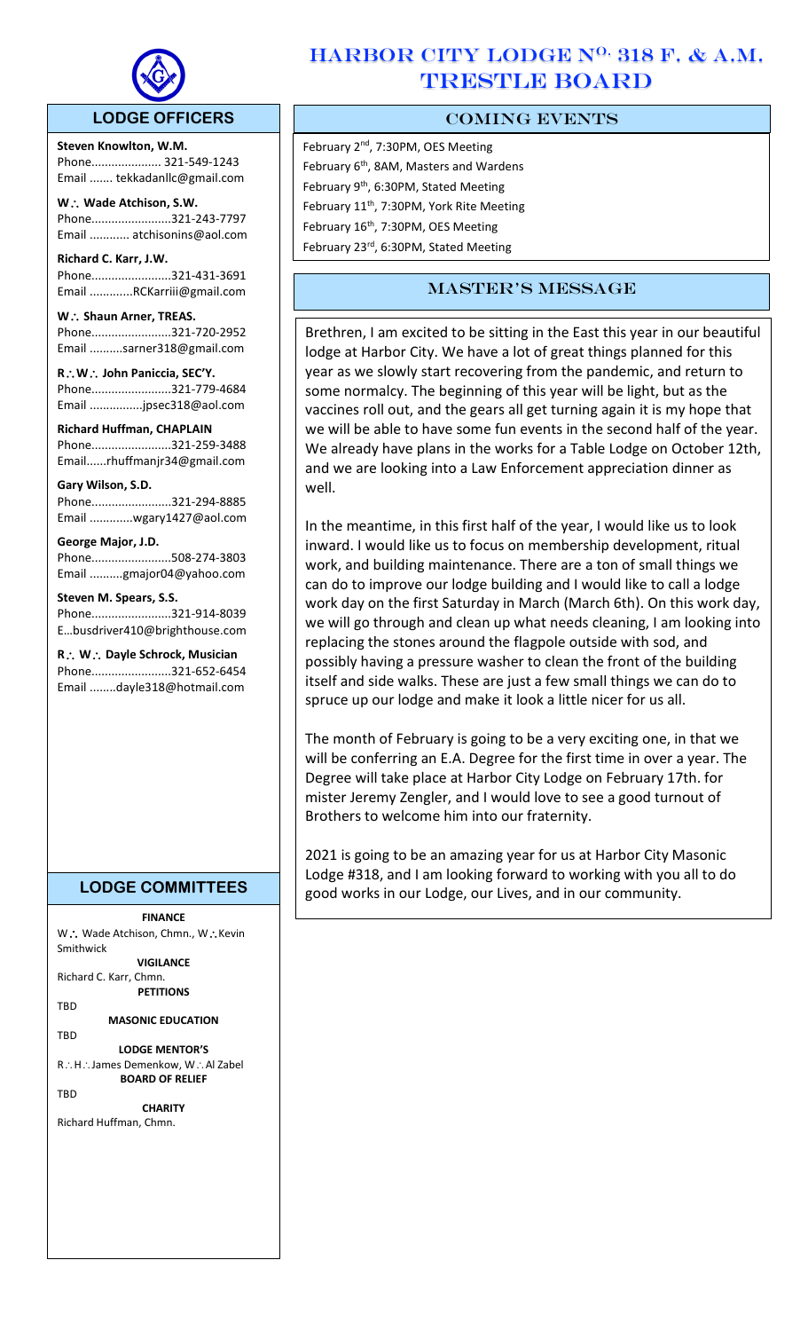# HARBOR CITY LODGE N$^{o.}$ 318 F. & A.M. TRESTLE BOARD

## LODGE OFFICERS

**Steven Knowlton, W.M.**
Phone..................... 321-549-1243
Email ....... tekkadanllc@gmail.com

**W∴ Wade Atchison, S.W.**
Phone........................321-243-7797
Email ............ atchisonins@aol.com

**Richard C. Karr, J.W.**
Phone........................321-431-3691
Email .............RCKarriii@gmail.com

**W∴ Shaun Arner, TREAS.**
Phone........................321-720-2952
Email ..........sarner318@gmail.com

**R∴W∴ John Paniccia, SEC'Y.**
Phone........................321-779-4684
Email ................jpsec318@aol.com

**Richard Huffman, CHAPLAIN**
Phone........................321-259-3488
Email......rhuffmanjr34@gmail.com

**Gary Wilson, S.D.**
Phone........................321-294-8885
Email .............wgary1427@aol.com

**George Major, J.D.**
Phone........................508-274-3803
Email ..........gmajor04@yahoo.com

**Steven M. Spears, S.S.**
Phone........................321-914-8039
E…busdriver410@brighthouse.com

**R∴ W∴ Dayle Schrock, Musician**
Phone........................321-652-6454
Email ........dayle318@hotmail.com

## LODGE COMMITTEES

**FINANCE**
W∴ Wade Atchison, Chmn., W∴Kevin Smithwick

**VIGILANCE**
Richard C. Karr, Chmn.

**PETITIONS**
TBD

**MASONIC EDUCATION**
TBD

**LODGE MENTOR'S**
R∴H∴James Demenkow, W∴Al Zabel

**BOARD OF RELIEF**
TBD

**CHARITY**
Richard Huffman, Chmn.

## COMING EVENTS

February 2nd, 7:30PM, OES Meeting
February 6th, 8AM, Masters and Wardens
February 9th, 6:30PM, Stated Meeting
February 11th, 7:30PM, York Rite Meeting
February 16th, 7:30PM, OES Meeting
February 23rd, 6:30PM, Stated Meeting

## MASTER'S MESSAGE

Brethren, I am excited to be sitting in the East this year in our beautiful lodge at Harbor City. We have a lot of great things planned for this year as we slowly start recovering from the pandemic, and return to some normalcy. The beginning of this year will be light, but as the vaccines roll out, and the gears all get turning again it is my hope that we will be able to have some fun events in the second half of the year. We already have plans in the works for a Table Lodge on October 12th, and we are looking into a Law Enforcement appreciation dinner as well.

In the meantime, in this first half of the year, I would like us to look inward. I would like us to focus on membership development, ritual work, and building maintenance. There are a ton of small things we can do to improve our lodge building and I would like to call a lodge work day on the first Saturday in March (March 6th). On this work day, we will go through and clean up what needs cleaning, I am looking into replacing the stones around the flagpole outside with sod, and possibly having a pressure washer to clean the front of the building itself and side walks. These are just a few small things we can do to spruce up our lodge and make it look a little nicer for us all.

The month of February is going to be a very exciting one, in that we will be conferring an E.A. Degree for the first time in over a year. The Degree will take place at Harbor City Lodge on February 17th. for mister Jeremy Zengler, and I would love to see a good turnout of Brothers to welcome him into our fraternity.

2021 is going to be an amazing year for us at Harbor City Masonic Lodge #318, and I am looking forward to working with you all to do good works in our Lodge, our Lives, and in our community.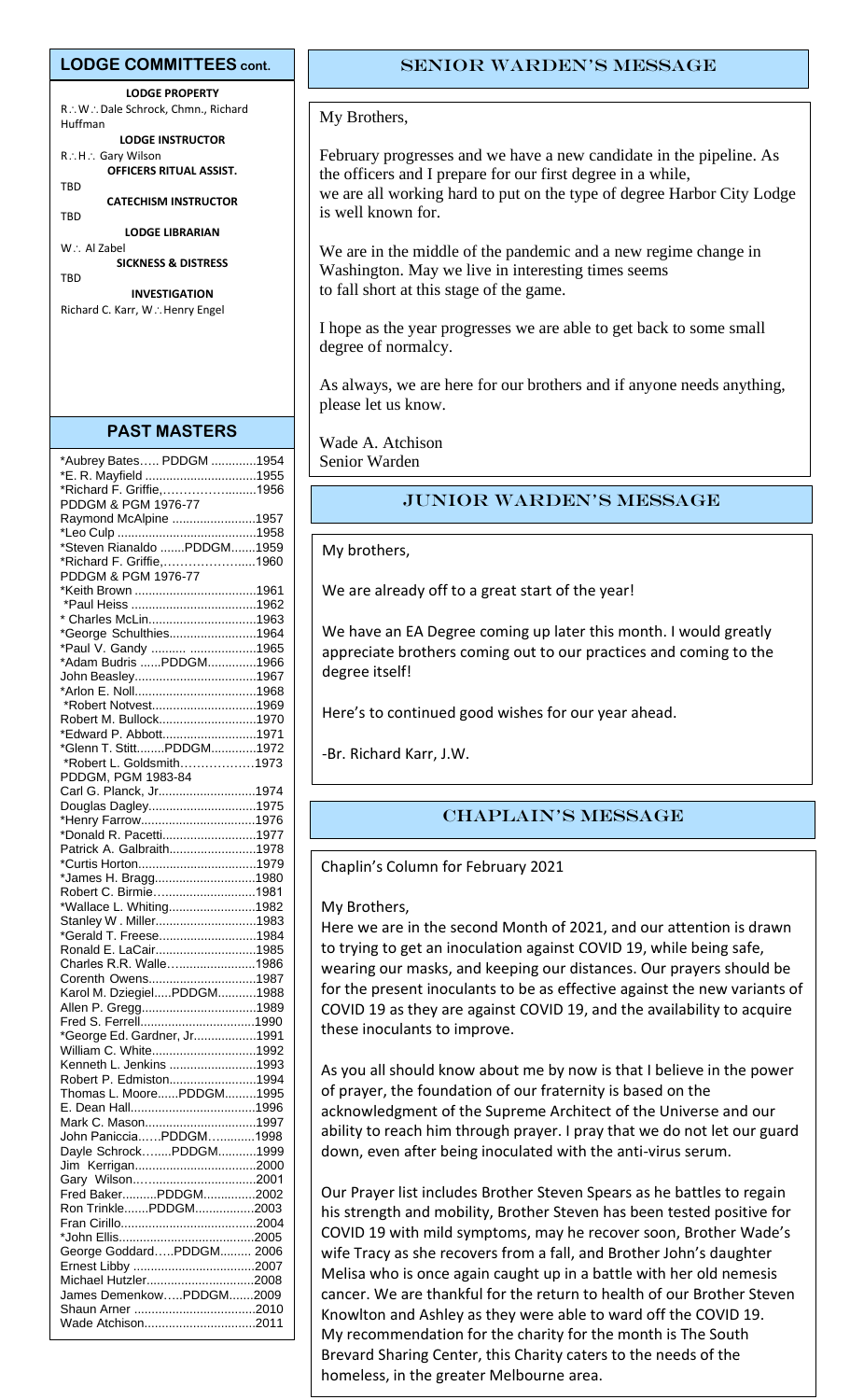## LODGE COMMITTEES cont.

**LODGE PROPERTY**
R∴W∴ Dale Schrock, Chmn., Richard Huffman

**LODGE INSTRUCTOR**
R∴H∴ Gary Wilson

**OFFICERS RITUAL ASSIST.**
TBD

**CATECHISM INSTRUCTOR**
TBD

**LODGE LIBRARIAN**
W∴ Al Zabel

**SICKNESS & DISTRESS**
TBD

**INVESTIGATION**
Richard C. Karr, W∴Henry Engel

## PAST MASTERS

*Aubrey Bates….. PDDGM .............1954
*E. R. Mayfield ................................1955
*Richard F. Griffie,……………..........1956
PDDGM & PGM 1976-77
Raymond McAlpine ........................1957
*Leo Culp ........................................1958
*Steven Rianaldo .......PDDGM.......1959
*Richard F. Griffie,……………….....1960
PDDGM & PGM 1976-77
*Keith Brown ...................................1961
*Paul Heiss ....................................1962
* Charles McLin...............................1963
*George Schulthies..........................1964
*Paul V. Gandy .......... ...................1965
*Adam Budris ......PDDGM..............1966
John Beasley...................................1967
*Arlon E. Noll...................................1968
*Robert Notvest...............................1969
Robert M. Bullock............................1970
*Edward P. Abbott...........................1971
*Glenn T. Stitt........PDDGM.............1972
*Robert L. Goldsmith………………1973
PDDGM, PGM 1983-84
Carl G. Planck, Jr............................1974
Douglas Dagley...............................1975
*Henry Farrow.................................1976
*Donald R. Pacetti...........................1977
Patrick A. Galbraith.........................1978
*Curtis Horton..................................1979
*James H. Bragg.............................1980
Robert C. Birmie…..........................1981
*Wallace L. Whiting.........................1982
Stanley W . Miller.............................1983
*Gerald T. Freese............................1984
Ronald E. LaCair.............................1985
Charles R.R. Walle…......................1986
Corenth Owens................................1987
Karol M. Dziegiel.....PDDGM...........1988
Allen P. Gregg.................................1989
Fred S. Ferrell..................................1990
*George Ed. Gardner, Jr..................1991
William C. White..............................1992
Kenneth L. Jenkins .........................1993
Robert P. Edmiston..........................1994
Thomas L. Moore......PDDGM.........1995
E. Dean Hall....................................1996
Mark C. Mason................................1997
John Paniccia……PDDGM…..........1998
Dayle Schrock…....PDDGM...........1999
Jim Kerrigan...................................2000
Gary Wilson…................................2001
Fred Baker..........PDDGM...............2002
Ron Trinkle.......PDDGM.................2003
Fran Cirillo.......................................2004
*John Ellis.......................................2005
George Goddard…..PDDGM......... 2006
Ernest Libby ...................................2007
Michael Hutzler................................2008
James Demenkow…..PDDGM.......2009
Shaun Arner ...................................2010
Wade Atchison................................2011

## SENIOR WARDEN'S MESSAGE

My Brothers,

February progresses and we have a new candidate in the pipeline. As the officers and I prepare for our first degree in a while, we are all working hard to put on the type of degree Harbor City Lodge is well known for.

We are in the middle of the pandemic and a new regime change in Washington. May we live in interesting times seems to fall short at this stage of the game.

I hope as the year progresses we are able to get back to some small degree of normalcy.

As always, we are here for our brothers and if anyone needs anything, please let us know.

Wade A. Atchison
Senior Warden

## JUNIOR WARDEN'S MESSAGE

My brothers,

We are already off to a great start of the year!

We have an EA Degree coming up later this month. I would greatly appreciate brothers coming out to our practices and coming to the degree itself!

Here's to continued good wishes for our year ahead.

-Br. Richard Karr, J.W.

## CHAPLAIN'S MESSAGE

Chaplin's Column for February 2021

My Brothers,
Here we are in the second Month of 2021, and our attention is drawn to trying to get an inoculation against COVID 19, while being safe, wearing our masks, and keeping our distances. Our prayers should be for the present inoculants to be as effective against the new variants of COVID 19 as they are against COVID 19, and the availability to acquire these inoculants to improve.

As you all should know about me by now is that I believe in the power of prayer, the foundation of our fraternity is based on the acknowledgment of the Supreme Architect of the Universe and our ability to reach him through prayer. I pray that we do not let our guard down, even after being inoculated with the anti-virus serum.

Our Prayer list includes Brother Steven Spears as he battles to regain his strength and mobility, Brother Steven has been tested positive for COVID 19 with mild symptoms, may he recover soon, Brother Wade's wife Tracy as she recovers from a fall, and Brother John's daughter Melisa who is once again caught up in a battle with her old nemesis cancer. We are thankful for the return to health of our Brother Steven Knowlton and Ashley as they were able to ward off the COVID 19.
My recommendation for the charity for the month is The South Brevard Sharing Center, this Charity caters to the needs of the homeless, in the greater Melbourne area.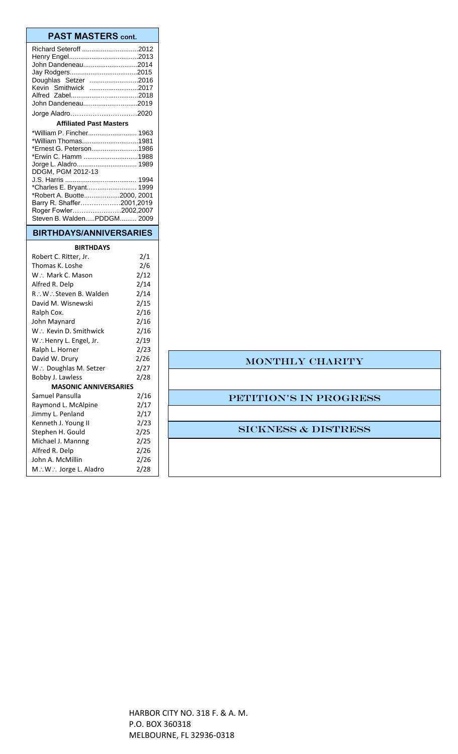## PAST MASTERS cont.

Richard Seteroff ..............................2012
Henry Engel.....................................2013
John Dandeneau..............................2014
Jay Rodgers.....................................2015
Doughlas Setzer ............................2016
Kevin Smithwick ............................2017
Alfred Zabel.....................................2018
John Dandeneau..............................2019
Jorge Aladro..................................2020

### Affiliated Past Masters

*William P. Fincher.......................... 1963
*William Thomas..............................1981
*Ernest G. Peterson.........................1986
*Erwin C. Hamm .............................1988
Jorge L. Aladro................................ 1989
DDGM, PGM 2012-13
J.S. Harris ...................................... 1994
*Charles E. Bryant.......................... 1999
*Robert A. Buotte...................2000, 2001
Barry R. Shaffer...................2001,2019
Roger Fowler.......................2002,2007
Steven B. Walden.....PDDGM......... 2009

## BIRTHDAYS/ANNIVERSARIES

| BIRTHDAYS | |
|---|---|
| Robert C. Ritter, Jr. | 2/1 |
| Thomas K. Loshe | 2/6 |
| W∴ Mark C. Mason | 2/12 |
| Alfred R. Delp | 2/14 |
| R∴W∴Steven B. Walden | 2/14 |
| David M. Wisnewski | 2/15 |
| Ralph Cox. | 2/16 |
| John Maynard | 2/16 |
| W∴ Kevin D. Smithwick | 2/16 |
| W∴Henry L. Engel, Jr. | 2/19 |
| Ralph L. Horner | 2/23 |
| David W. Drury | 2/26 |
| W∴ Doughlas M. Setzer | 2/27 |
| Bobby J. Lawless | 2/28 |
| **MASONIC ANNIVERSARIES** | |
| Samuel Pansulla | 2/16 |
| Raymond L. McAlpine | 2/17 |
| Jimmy L. Penland | 2/17 |
| Kenneth J. Young II | 2/23 |
| Stephen H. Gould | 2/25 |
| Michael J. Mannng | 2/25 |
| Alfred R. Delp | 2/26 |
| John A. McMillin | 2/26 |
| M∴W∴ Jorge L. Aladro | 2/28 |

## MONTHLY CHARITY

## PETITION'S IN PROGRESS

## SICKNESS & DISTRESS

HARBOR CITY NO. 318 F. & A. M.
P.O. BOX 360318
MELBOURNE, FL 32936-0318